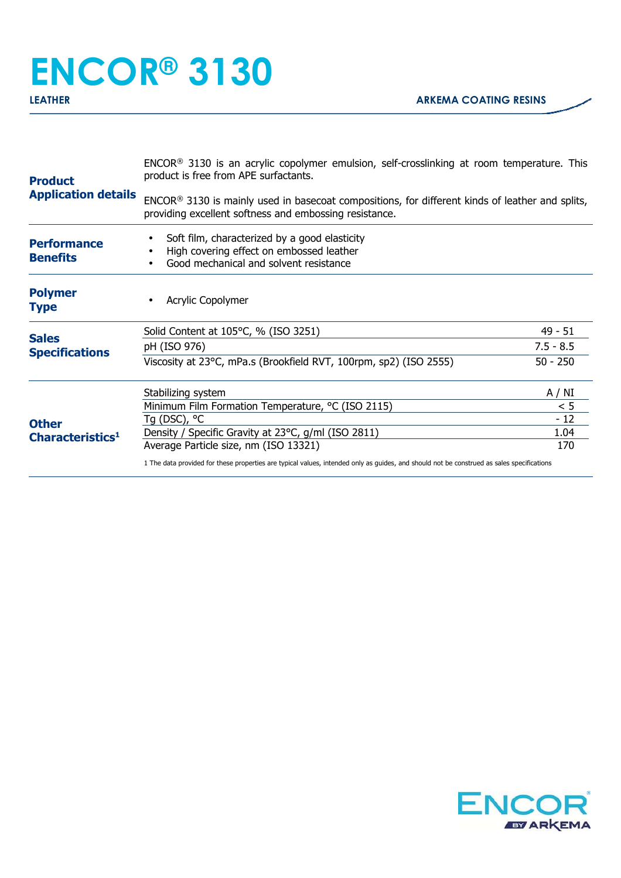# ENCOR® 3130

**LEATHER** — **ARKEMA COATING RESINS**

## Product Application details

ENCOR® 3130 is an acrylic copolymer emulsion, self-crosslinking at room temperature. This product is free from APE surfactants.

ENCOR® 3130 is mainly used in basecoat compositions, for different kinds of leather and splits, providing excellent softness and embossing resistance.

## Performance Benefits

- Soft film, characterized by a good elasticity
- High covering effect on embossed leather
- Good mechanical and solvent resistance

## Polymer Type

- Acrylic Copolymer

## Sales Specifications

| Property | Value |
|---|---|
| Solid Content at 105°C, % (ISO 3251) | 49 - 51 |
| pH (ISO 976) | 7.5 - 8.5 |
| Viscosity at 23°C, mPa.s (Brookfield RVT, 100rpm, sp2) (ISO 2555) | 50 - 250 |

## Other Characteristics[1]

| Property | Value |
|---|---|
| Stabilizing system | A / NI |
| Minimum Film Formation Temperature, °C (ISO 2115) | < 5 |
| Tg (DSC), °C | - 12 |
| Density / Specific Gravity at 23°C, g/ml (ISO 2811) | 1.04 |
| Average Particle size, nm (ISO 13321) | 170 |

1 The data provided for these properties are typical values, intended only as guides, and should not be construed as sales specifications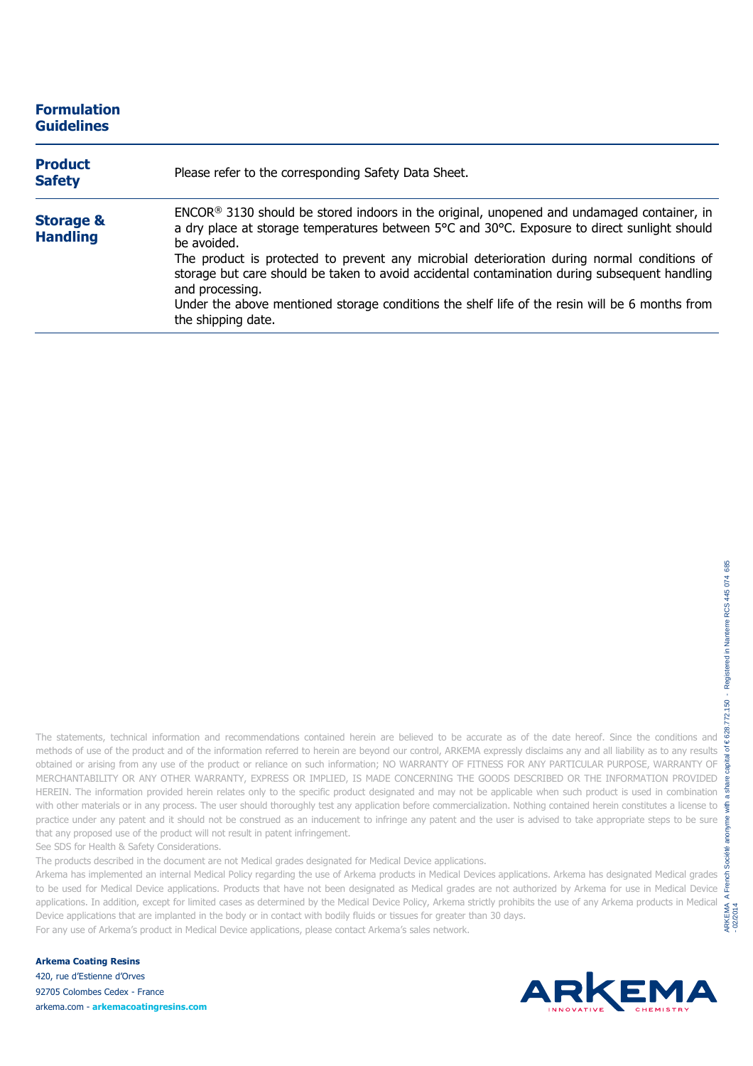## Formulation Guidelines

## Product Safety

Please refer to the corresponding Safety Data Sheet.

## Storage & Handling

ENCOR® 3130 should be stored indoors in the original, unopened and undamaged container, in a dry place at storage temperatures between 5°C and 30°C. Exposure to direct sunlight should be avoided.

The product is protected to prevent any microbial deterioration during normal conditions of storage but care should be taken to avoid accidental contamination during subsequent handling and processing.

Under the above mentioned storage conditions the shelf life of the resin will be 6 months from the shipping date.

The statements, technical information and recommendations contained herein are believed to be accurate as of the date hereof. Since the conditions and methods of use of the product and of the information referred to herein are beyond our control, ARKEMA expressly disclaims any and all liability as to any results obtained or arising from any use of the product or reliance on such information; NO WARRANTY OF FITNESS FOR ANY PARTICULAR PURPOSE, WARRANTY OF MERCHANTABILITY OR ANY OTHER WARRANTY, EXPRESS OR IMPLIED, IS MADE CONCERNING THE GOODS DESCRIBED OR THE INFORMATION PROVIDED HEREIN. The information provided herein relates only to the specific product designated and may not be applicable when such product is used in combination with other materials or in any process. The user should thoroughly test any application before commercialization. Nothing contained herein constitutes a license to practice under any patent and it should not be construed as an inducement to infringe any patent and the user is advised to take appropriate steps to be sure that any proposed use of the product will not result in patent infringement.

See SDS for Health & Safety Considerations.

The products described in the document are not Medical grades designated for Medical Device applications.

Arkema has implemented an internal Medical Policy regarding the use of Arkema products in Medical Devices applications. Arkema has designated Medical grades to be used for Medical Device applications. Products that have not been designated as Medical grades are not authorized by Arkema for use in Medical Device applications. In addition, except for limited cases as determined by the Medical Device Policy, Arkema strictly prohibits the use of any Arkema products in Medical Device applications that are implanted in the body or in contact with bodily fluids or tissues for greater than 30 days.

For any use of Arkema's product in Medical Device applications, please contact Arkema's sales network.

ARKEMA A French Société anonyme with a share capital of € 628.772.150 - Registered in Nanterre RCS 445 074 685 - 02/2014

**Arkema Coating Resins**
420, rue d'Estienne d'Orves
92705 Colombes Cedex - France
arkema.com - **arkemacoatingresins.com**

ARKEMA INNOVATIVE CHEMISTRY